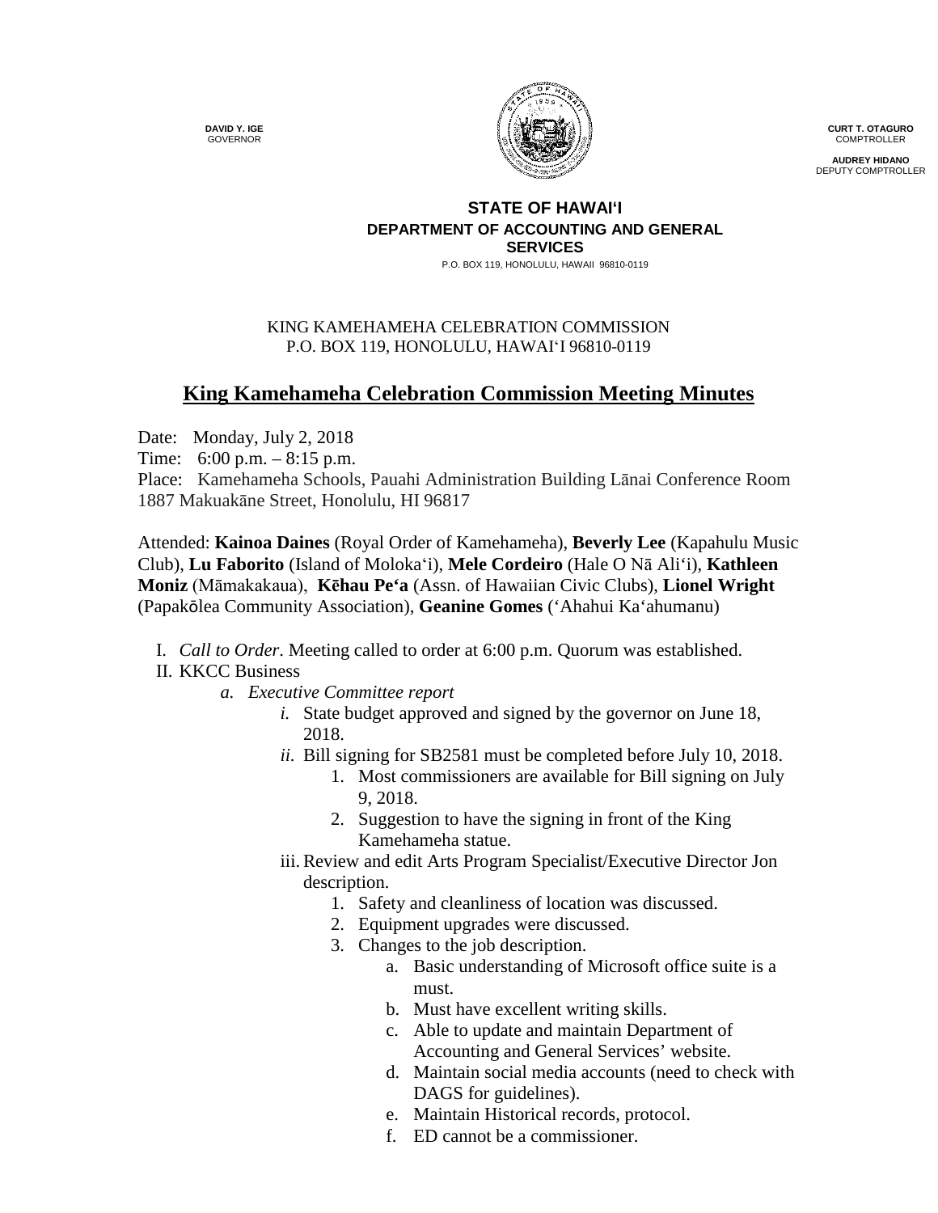**DAVID Y. IGE**
GOVERNOR

**CURT T. OTAGURO**
COMPTROLLER

**AUDREY HIDANO**
DEPUTY COMPTROLLER

**STATE OF HAWAIʻI**
**DEPARTMENT OF ACCOUNTING AND GENERAL SERVICES**
P.O. BOX 119, HONOLULU, HAWAII 96810-0119

KING KAMEHAMEHA CELEBRATION COMMISSION
P.O. BOX 119, HONOLULU, HAWAIʻI 96810-0119

# King Kamehameha Celebration Commission Meeting Minutes

Date: Monday, July 2, 2018
Time: 6:00 p.m. – 8:15 p.m.
Place: Kamehameha Schools, Pauahi Administration Building Lānai Conference Room
1887 Makuakāne Street, Honolulu, HI 96817

Attended: **Kainoa Daines** (Royal Order of Kamehameha), **Beverly Lee** (Kapahulu Music Club), **Lu Faborito** (Island of Molokaʻi), **Mele Cordeiro** (Hale O Nā Aliʻi), **Kathleen Moniz** (Māmakakaua), **Kēhau Peʻa** (Assn. of Hawaiian Civic Clubs), **Lionel Wright** (Papakōlea Community Association), **Geanine Gomes** (ʻAhahui Kaʻahumanu)

I. *Call to Order*. Meeting called to order at 6:00 p.m. Quorum was established.
II. KKCC Business
   a. *Executive Committee report*
      i. State budget approved and signed by the governor on June 18, 2018.
      ii. Bill signing for SB2581 must be completed before July 10, 2018.
         1. Most commissioners are available for Bill signing on July 9, 2018.
         2. Suggestion to have the signing in front of the King Kamehameha statue.
      iii. Review and edit Arts Program Specialist/Executive Director Jon description.
         1. Safety and cleanliness of location was discussed.
         2. Equipment upgrades were discussed.
         3. Changes to the job description.
            a. Basic understanding of Microsoft office suite is a must.
            b. Must have excellent writing skills.
            c. Able to update and maintain Department of Accounting and General Services' website.
            d. Maintain social media accounts (need to check with DAGS for guidelines).
            e. Maintain Historical records, protocol.
            f. ED cannot be a commissioner.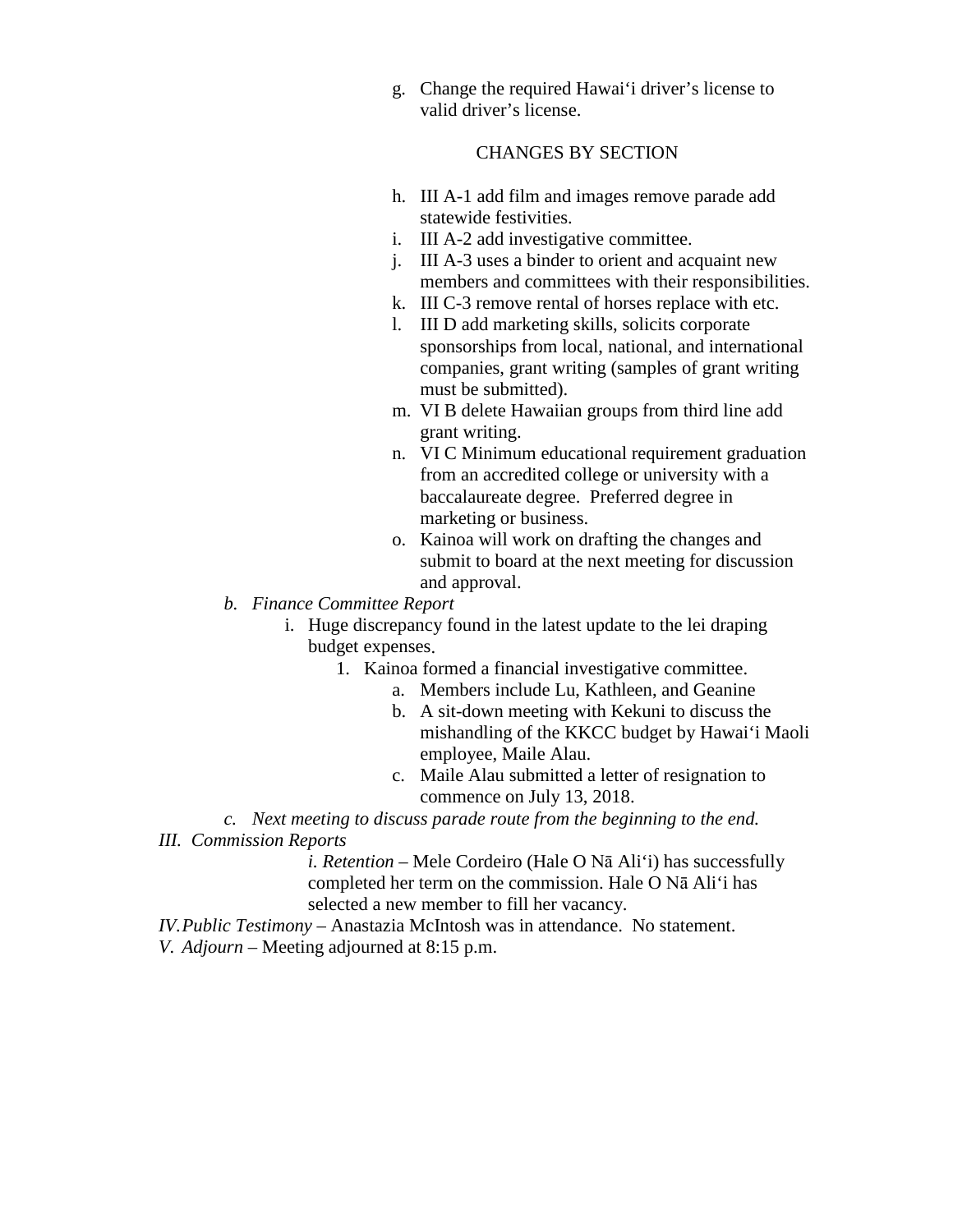g. Change the required Hawaiʻi driver's license to valid driver's license.

CHANGES BY SECTION

h. III A-1 add film and images remove parade add statewide festivities.
i. III A-2 add investigative committee.
j. III A-3 uses a binder to orient and acquaint new members and committees with their responsibilities.
k. III C-3 remove rental of horses replace with etc.
l. III D add marketing skills, solicits corporate sponsorships from local, national, and international companies, grant writing (samples of grant writing must be submitted).
m. VI B delete Hawaiian groups from third line add grant writing.
n. VI C Minimum educational requirement graduation from an accredited college or university with a baccalaureate degree. Preferred degree in marketing or business.
o. Kainoa will work on drafting the changes and submit to board at the next meeting for discussion and approval.

*b. Finance Committee Report*

i. Huge discrepancy found in the latest update to the lei draping budget expenses.
   1. Kainoa formed a financial investigative committee.
      a. Members include Lu, Kathleen, and Geanine
      b. A sit-down meeting with Kekuni to discuss the mishandling of the KKCC budget by Hawaiʻi Maoli employee, Maile Alau.
      c. Maile Alau submitted a letter of resignation to commence on July 13, 2018.

*c. Next meeting to discuss parade route from the beginning to the end.*

*III. Commission Reports*

*i. Retention* – Mele Cordeiro (Hale O Nā Aliʻi) has successfully completed her term on the commission. Hale O Nā Aliʻi has selected a new member to fill her vacancy.

*IV. Public Testimony* – Anastazia McIntosh was in attendance. No statement.

*V. Adjourn* – Meeting adjourned at 8:15 p.m.